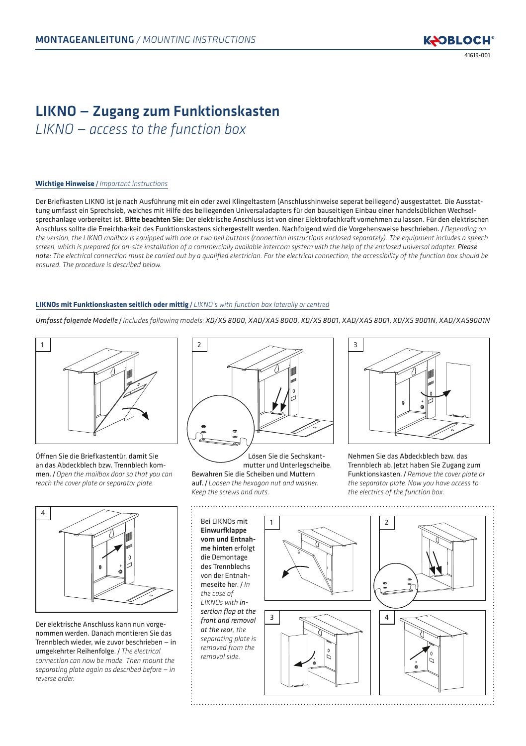# LIKNO – Zugang zum Funktionskasten

*LIKNO – access to the function box*

**Wichtige Hinweise** / *Important instructions*

Der Briefkasten LIKNO ist je nach Ausführung mit ein oder zwei Klingeltastern (Anschlusshinweise seperat beiliegend) ausgestattet. Die Ausstattung umfasst ein Sprechsieb, welches mit Hilfe des beiliegenden Universaladapters für den bauseitigen Einbau einer handelsüblichen Wechselsprechanlage vorbereitet ist. **Bitte beachten Sie:** Der elektrische Anschluss ist von einer Elektrofachkraft vornehmen zu lassen. Für den elektrischen Anschluss sollte die Erreichbarkeit des Funktionskastens sichergestellt werden. Nachfolgend wird die Vorgehensweise beschrieben. / *Depending on the version, the LIKNO mailbox is equipped with one or two bell buttons (connection instructions enclosed separately). The equipment includes a speech screen, which is prepared for on-site installation of a commercially available intercom system with the help of the enclosed universal adapter. Please note: The electrical connection must be carried out by a qualified electrician. For the electrical connection, the accessibility of the function box should be ensured. The procedure is described below.*

**LIKNOs mit Funktionskasten seitlich oder mittig** / *LIKNO's with function box laterally or centred*

*Umfasst folgende Modelle* / *Includes following models: XD/XS 8000, XAD/XAS 8000, XD/XS 8001, XAD/XAS 8001, XD/XS 9001N, XAD/XAS9001N*

1. Öffnen Sie die Briefkastentür, damit Sie an das Abdeckblech bzw. Trennblech kommen. / *Open the mailbox door so that you can reach the cover plate or separator plate.*

2. Lösen Sie die Sechskantmutter und Unterlegscheibe. Bewahren Sie die Scheiben und Muttern auf. / *Loosen the hexagon nut and washer. Keep the screws and nuts.*

3. Nehmen Sie das Abdeckblech bzw. das Trennblech ab. Jetzt haben Sie Zugang zum Funktionskasten. / *Remove the cover plate or the separator plate. Now you have access to the electrics of the function box.*

4. Der elektrische Anschluss kann nun vorgenommen werden. Danach montieren Sie das Trennblech wieder, wie zuvor beschrieben – in umgekehrter Reihenfolge. / *The electrical connection can now be made. Then mount the separating plate again as described before – in reverse order.*

Bei LIKNOs mit **Einwurfklappe vorn und Entnahme hinten** erfolgt die Demontage des Trennblechs von der Entnahmeseite her. / *In the case of LIKNOs with* ***insertion flap at the front and removal at the rear****, the separating plate is removed from the removal side.*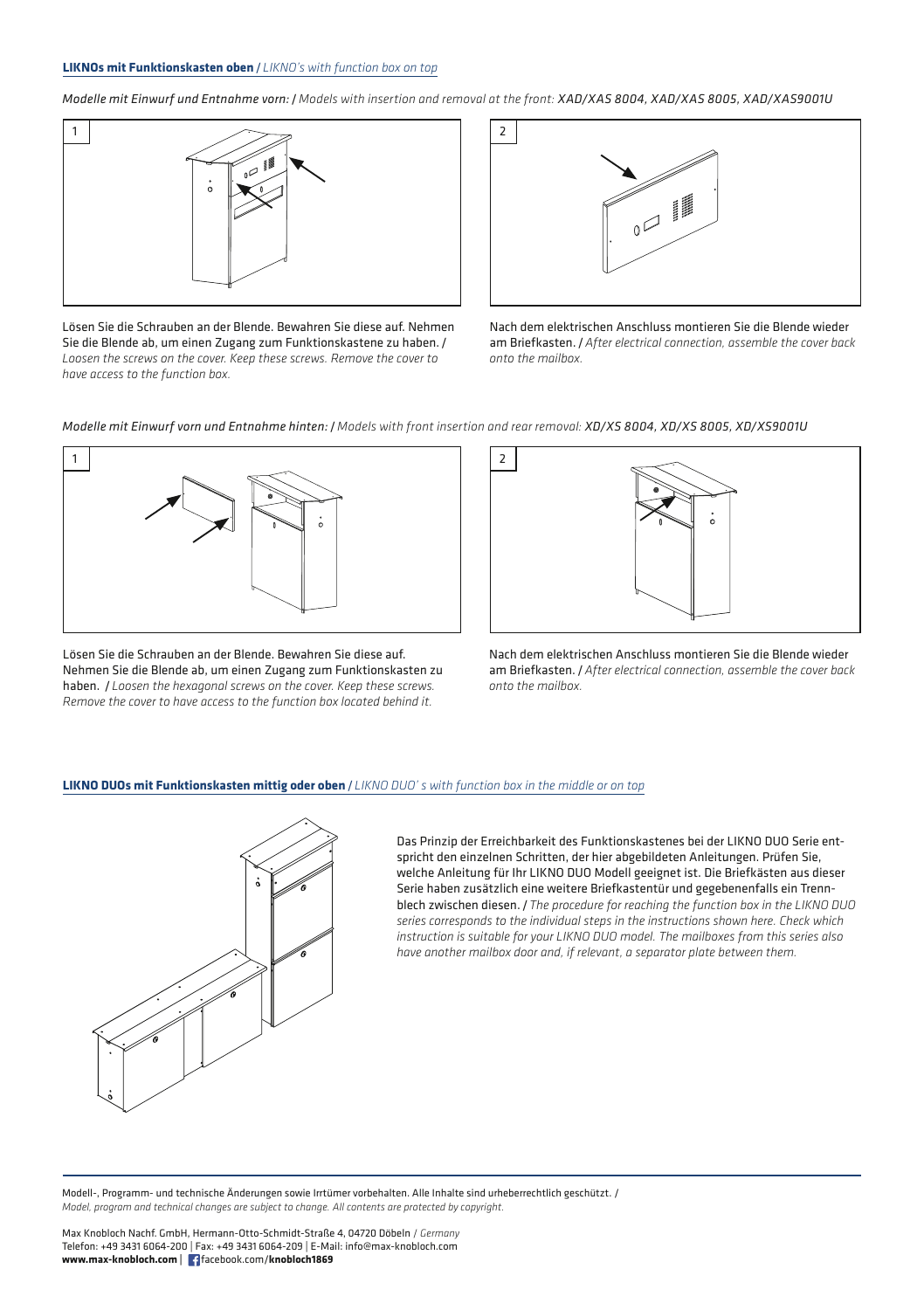**LIKNOs mit Funktionskasten oben** / *LIKNO's with function box on top*

*Modelle mit Einwurf und Entnahme vorn:* / *Models with insertion and removal at the front: XAD/XAS 8004, XAD/XAS 8005, XAD/XAS9001U*

1

Lösen Sie die Schrauben an der Blende. Bewahren Sie diese auf. Nehmen Sie die Blende ab, um einen Zugang zum Funktionskastene zu haben. / *Loosen the screws on the cover. Keep these screws. Remove the cover to have access to the function box.*

2

Nach dem elektrischen Anschluss montieren Sie die Blende wieder am Briefkasten. / *After electrical connection, assemble the cover back onto the mailbox.*

*Modelle mit Einwurf vorn und Entnahme hinten:* / *Models with front insertion and rear removal: XD/XS 8004, XD/XS 8005, XD/XS9001U*

1

Lösen Sie die Schrauben an der Blende. Bewahren Sie diese auf. Nehmen Sie die Blende ab, um einen Zugang zum Funktionskasten zu haben. / *Loosen the hexagonal screws on the cover. Keep these screws. Remove the cover to have access to the function box located behind it.*

2

Nach dem elektrischen Anschluss montieren Sie die Blende wieder am Briefkasten. / *After electrical connection, assemble the cover back onto the mailbox.*

**LIKNO DUOs mit Funktionskasten mittig oder oben** / *LIKNO DUO' s with function box in the middle or on top*

Das Prinzip der Erreichbarkeit des Funktionskastenes bei der LIKNO DUO Serie entspricht den einzelnen Schritten, der hier abgebildeten Anleitungen. Prüfen Sie, welche Anleitung für Ihr LIKNO DUO Modell geeignet ist. Die Briefkästen aus dieser Serie haben zusätzlich eine weitere Briefkastentür und gegebenenfalls ein Trennblech zwischen diesen. / *The procedure for reaching the function box in the LIKNO DUO series corresponds to the individual steps in the instructions shown here. Check which instruction is suitable for your LIKNO DUO model. The mailboxes from this series also have another mailbox door and, if relevant, a separator plate between them.*

Modell-, Programm- und technische Änderungen sowie Irrtümer vorbehalten. Alle Inhalte sind urheberrechtlich geschützt. /
*Model, program and technical changes are subject to change. All contents are protected by copyright.*

Max Knobloch Nachf. GmbH, Hermann-Otto-Schmidt-Straße 4, 04720 Döbeln / *Germany*
Telefon: +49 3431 6064-200 | Fax: +49 3431 6064-209 | E-Mail: info@max-knobloch.com
**www.max-knobloch.com** | facebook.com/**knobloch1869**